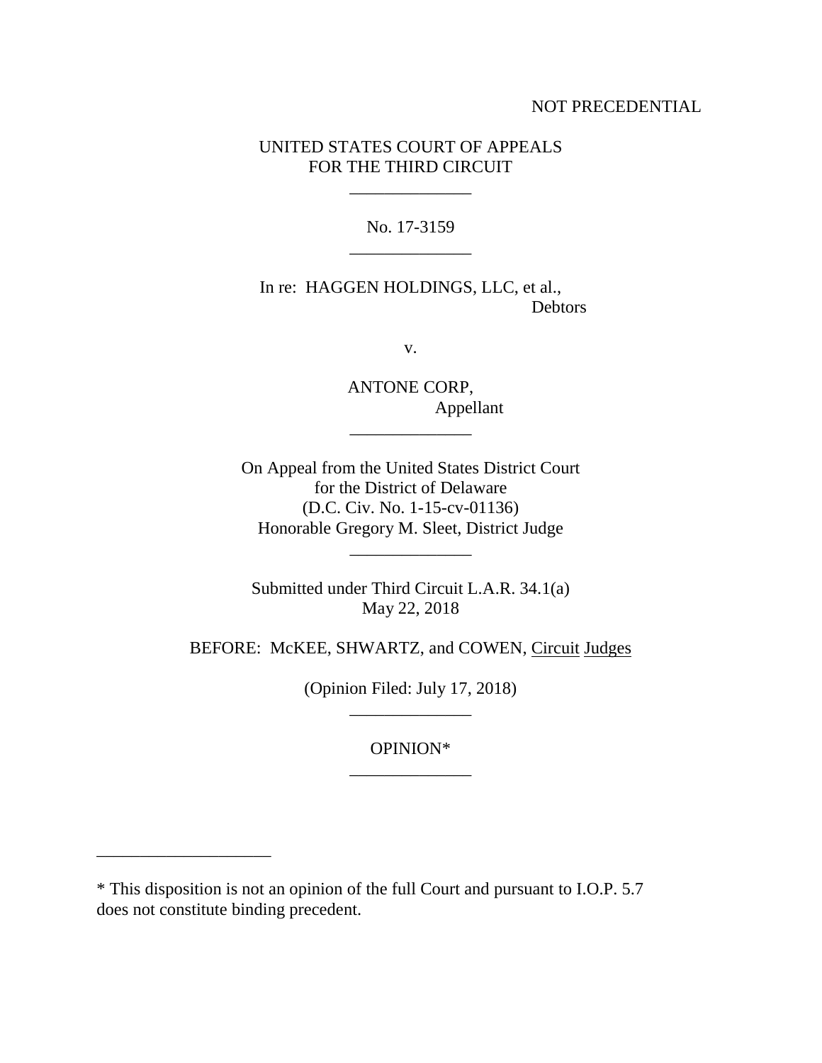NOT PRECEDENTIAL

UNITED STATES COURT OF APPEALS
FOR THE THIRD CIRCUIT

______________

No. 17-3159

______________

In re: HAGGEN HOLDINGS, LLC, et al.,
Debtors

v.

ANTONE CORP,
Appellant

______________

On Appeal from the United States District Court
for the District of Delaware
(D.C. Civ. No. 1-15-cv-01136)
Honorable Gregory M. Sleet, District Judge

______________

Submitted under Third Circuit L.A.R. 34.1(a)
May 22, 2018

BEFORE: McKEE, SHWARTZ, and COWEN, Circuit Judges

(Opinion Filed: July 17, 2018)

______________

OPINION*

______________

---

* This disposition is not an opinion of the full Court and pursuant to I.O.P. 5.7 does not constitute binding precedent.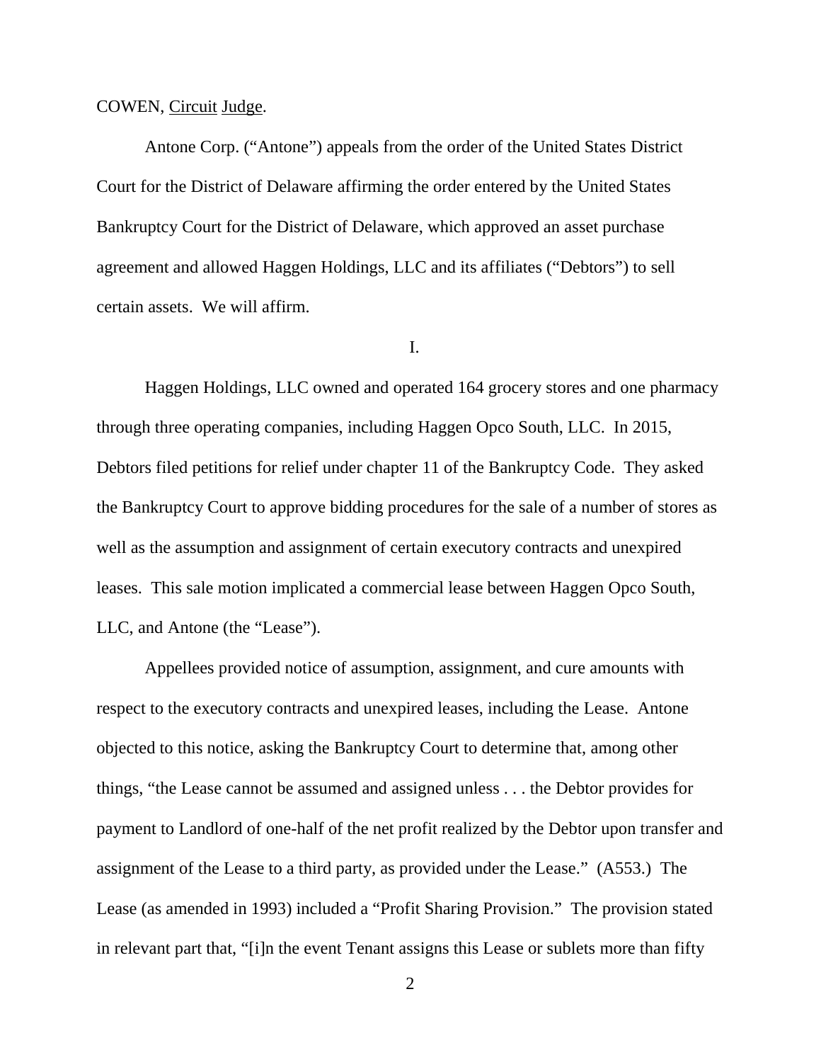COWEN, Circuit Judge.

Antone Corp. ("Antone") appeals from the order of the United States District Court for the District of Delaware affirming the order entered by the United States Bankruptcy Court for the District of Delaware, which approved an asset purchase agreement and allowed Haggen Holdings, LLC and its affiliates ("Debtors") to sell certain assets. We will affirm.

I.

Haggen Holdings, LLC owned and operated 164 grocery stores and one pharmacy through three operating companies, including Haggen Opco South, LLC. In 2015, Debtors filed petitions for relief under chapter 11 of the Bankruptcy Code. They asked the Bankruptcy Court to approve bidding procedures for the sale of a number of stores as well as the assumption and assignment of certain executory contracts and unexpired leases. This sale motion implicated a commercial lease between Haggen Opco South, LLC, and Antone (the "Lease").

Appellees provided notice of assumption, assignment, and cure amounts with respect to the executory contracts and unexpired leases, including the Lease. Antone objected to this notice, asking the Bankruptcy Court to determine that, among other things, "the Lease cannot be assumed and assigned unless . . . the Debtor provides for payment to Landlord of one-half of the net profit realized by the Debtor upon transfer and assignment of the Lease to a third party, as provided under the Lease." (A553.) The Lease (as amended in 1993) included a "Profit Sharing Provision." The provision stated in relevant part that, "[i]n the event Tenant assigns this Lease or sublets more than fifty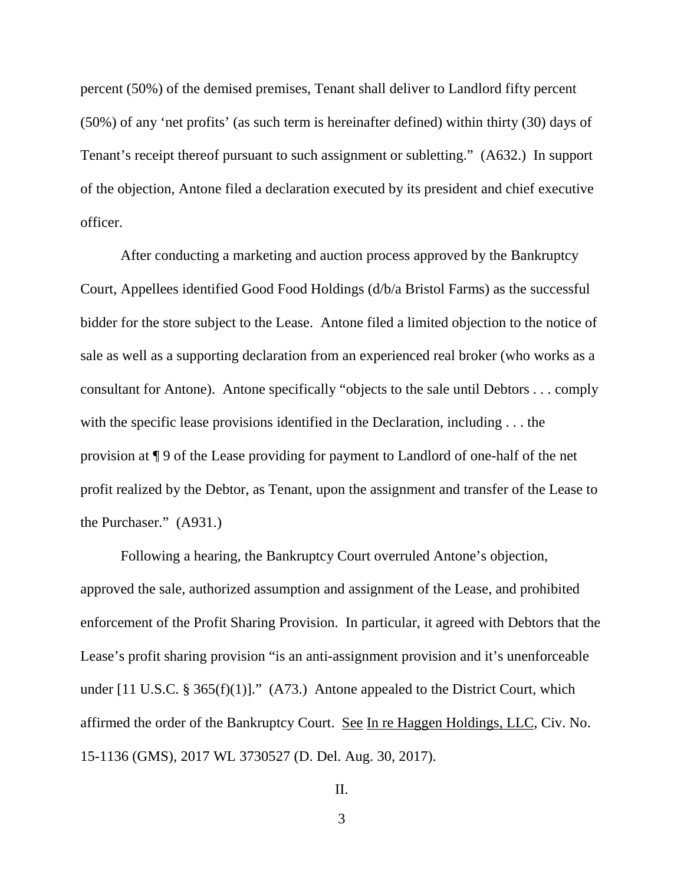percent (50%) of the demised premises, Tenant shall deliver to Landlord fifty percent (50%) of any 'net profits' (as such term is hereinafter defined) within thirty (30) days of Tenant's receipt thereof pursuant to such assignment or subletting." (A632.) In support of the objection, Antone filed a declaration executed by its president and chief executive officer.

After conducting a marketing and auction process approved by the Bankruptcy Court, Appellees identified Good Food Holdings (d/b/a Bristol Farms) as the successful bidder for the store subject to the Lease. Antone filed a limited objection to the notice of sale as well as a supporting declaration from an experienced real broker (who works as a consultant for Antone). Antone specifically "objects to the sale until Debtors . . . comply with the specific lease provisions identified in the Declaration, including . . . the provision at ¶ 9 of the Lease providing for payment to Landlord of one-half of the net profit realized by the Debtor, as Tenant, upon the assignment and transfer of the Lease to the Purchaser." (A931.)

Following a hearing, the Bankruptcy Court overruled Antone's objection, approved the sale, authorized assumption and assignment of the Lease, and prohibited enforcement of the Profit Sharing Provision. In particular, it agreed with Debtors that the Lease's profit sharing provision "is an anti-assignment provision and it's unenforceable under [11 U.S.C. § 365(f)(1)]." (A73.) Antone appealed to the District Court, which affirmed the order of the Bankruptcy Court. See In re Haggen Holdings, LLC, Civ. No. 15-1136 (GMS), 2017 WL 3730527 (D. Del. Aug. 30, 2017).

## II.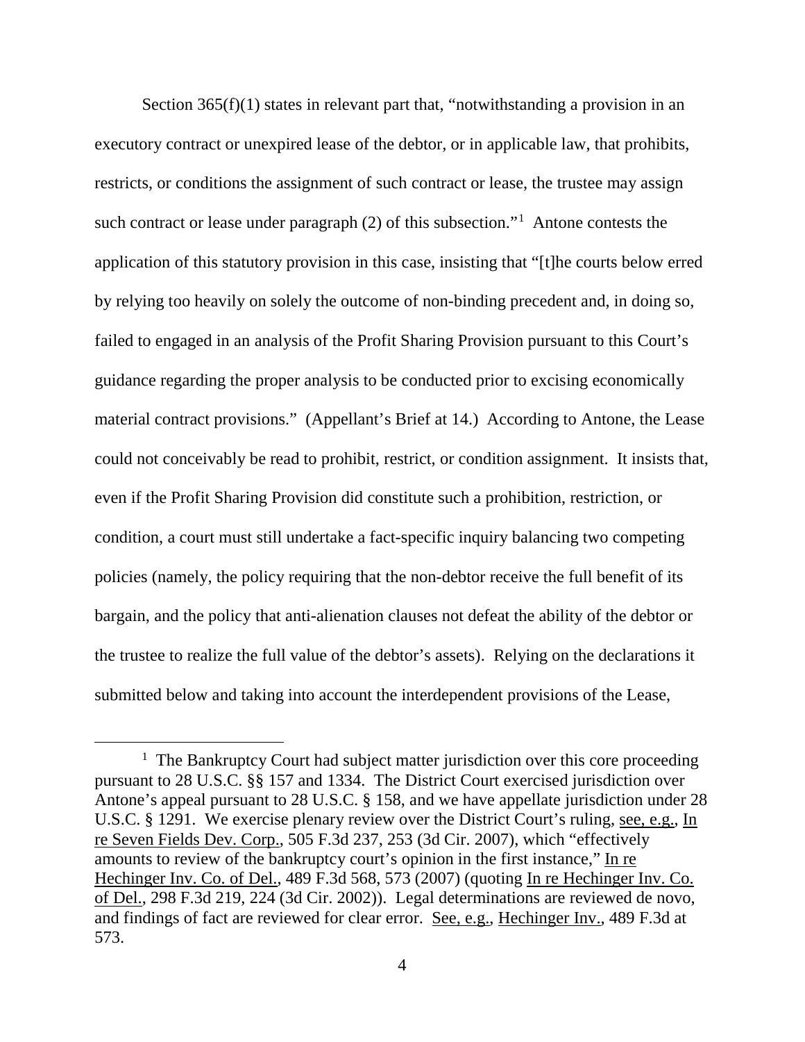Section 365(f)(1) states in relevant part that, "notwithstanding a provision in an executory contract or unexpired lease of the debtor, or in applicable law, that prohibits, restricts, or conditions the assignment of such contract or lease, the trustee may assign such contract or lease under paragraph (2) of this subsection."[1] Antone contests the application of this statutory provision in this case, insisting that "[t]he courts below erred by relying too heavily on solely the outcome of non-binding precedent and, in doing so, failed to engaged in an analysis of the Profit Sharing Provision pursuant to this Court's guidance regarding the proper analysis to be conducted prior to excising economically material contract provisions." (Appellant's Brief at 14.) According to Antone, the Lease could not conceivably be read to prohibit, restrict, or condition assignment. It insists that, even if the Profit Sharing Provision did constitute such a prohibition, restriction, or condition, a court must still undertake a fact-specific inquiry balancing two competing policies (namely, the policy requiring that the non-debtor receive the full benefit of its bargain, and the policy that anti-alienation clauses not defeat the ability of the debtor or the trustee to realize the full value of the debtor's assets). Relying on the declarations it submitted below and taking into account the interdependent provisions of the Lease,

---

[1] The Bankruptcy Court had subject matter jurisdiction over this core proceeding pursuant to 28 U.S.C. §§ 157 and 1334. The District Court exercised jurisdiction over Antone's appeal pursuant to 28 U.S.C. § 158, and we have appellate jurisdiction under 28 U.S.C. § 1291. We exercise plenary review over the District Court's ruling, see, e.g., In re Seven Fields Dev. Corp., 505 F.3d 237, 253 (3d Cir. 2007), which "effectively amounts to review of the bankruptcy court's opinion in the first instance," In re Hechinger Inv. Co. of Del., 489 F.3d 568, 573 (2007) (quoting In re Hechinger Inv. Co. of Del., 298 F.3d 219, 224 (3d Cir. 2002)). Legal determinations are reviewed de novo, and findings of fact are reviewed for clear error. See, e.g., Hechinger Inv., 489 F.3d at 573.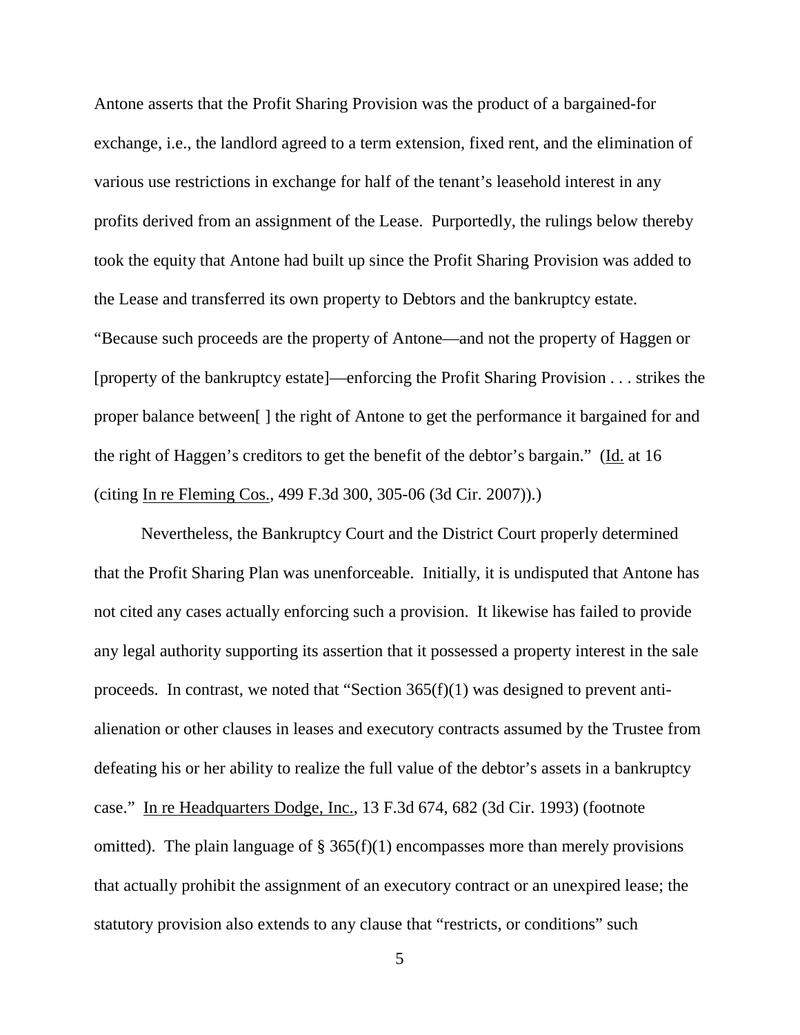Antone asserts that the Profit Sharing Provision was the product of a bargained-for exchange, i.e., the landlord agreed to a term extension, fixed rent, and the elimination of various use restrictions in exchange for half of the tenant's leasehold interest in any profits derived from an assignment of the Lease. Purportedly, the rulings below thereby took the equity that Antone had built up since the Profit Sharing Provision was added to the Lease and transferred its own property to Debtors and the bankruptcy estate. "Because such proceeds are the property of Antone—and not the property of Haggen or [property of the bankruptcy estate]—enforcing the Profit Sharing Provision . . . strikes the proper balance between[ ] the right of Antone to get the performance it bargained for and the right of Haggen's creditors to get the benefit of the debtor's bargain." (Id. at 16 (citing In re Fleming Cos., 499 F.3d 300, 305-06 (3d Cir. 2007)).)

Nevertheless, the Bankruptcy Court and the District Court properly determined that the Profit Sharing Plan was unenforceable. Initially, it is undisputed that Antone has not cited any cases actually enforcing such a provision. It likewise has failed to provide any legal authority supporting its assertion that it possessed a property interest in the sale proceeds. In contrast, we noted that "Section 365(f)(1) was designed to prevent anti-alienation or other clauses in leases and executory contracts assumed by the Trustee from defeating his or her ability to realize the full value of the debtor's assets in a bankruptcy case." In re Headquarters Dodge, Inc., 13 F.3d 674, 682 (3d Cir. 1993) (footnote omitted). The plain language of § 365(f)(1) encompasses more than merely provisions that actually prohibit the assignment of an executory contract or an unexpired lease; the statutory provision also extends to any clause that "restricts, or conditions" such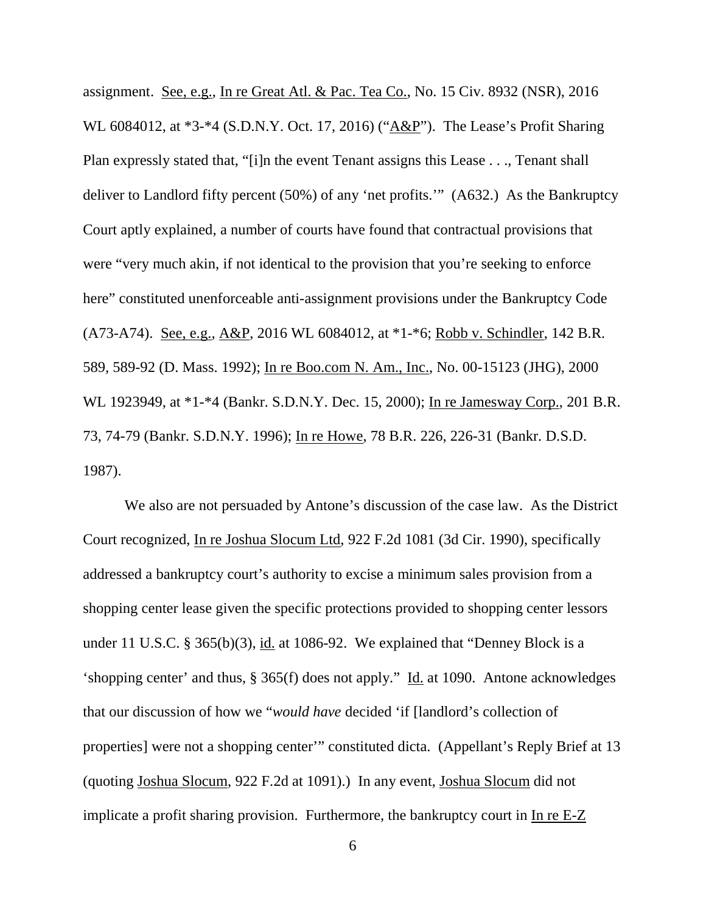assignment. See, e.g., In re Great Atl. & Pac. Tea Co., No. 15 Civ. 8932 (NSR), 2016 WL 6084012, at *3-*4 (S.D.N.Y. Oct. 17, 2016) ("A&P"). The Lease's Profit Sharing Plan expressly stated that, "[i]n the event Tenant assigns this Lease . . ., Tenant shall deliver to Landlord fifty percent (50%) of any 'net profits.'" (A632.) As the Bankruptcy Court aptly explained, a number of courts have found that contractual provisions that were "very much akin, if not identical to the provision that you're seeking to enforce here" constituted unenforceable anti-assignment provisions under the Bankruptcy Code (A73-A74). See, e.g., A&P, 2016 WL 6084012, at *1-*6; Robb v. Schindler, 142 B.R. 589, 589-92 (D. Mass. 1992); In re Boo.com N. Am., Inc., No. 00-15123 (JHG), 2000 WL 1923949, at *1-*4 (Bankr. S.D.N.Y. Dec. 15, 2000); In re Jamesway Corp., 201 B.R. 73, 74-79 (Bankr. S.D.N.Y. 1996); In re Howe, 78 B.R. 226, 226-31 (Bankr. D.S.D. 1987).

We also are not persuaded by Antone's discussion of the case law. As the District Court recognized, In re Joshua Slocum Ltd, 922 F.2d 1081 (3d Cir. 1990), specifically addressed a bankruptcy court's authority to excise a minimum sales provision from a shopping center lease given the specific protections provided to shopping center lessors under 11 U.S.C. § 365(b)(3), id. at 1086-92. We explained that "Denney Block is a 'shopping center' and thus, § 365(f) does not apply." Id. at 1090. Antone acknowledges that our discussion of how we "*would have* decided 'if [landlord's collection of properties] were not a shopping center'" constituted dicta. (Appellant's Reply Brief at 13 (quoting Joshua Slocum, 922 F.2d at 1091).) In any event, Joshua Slocum did not implicate a profit sharing provision. Furthermore, the bankruptcy court in In re E-Z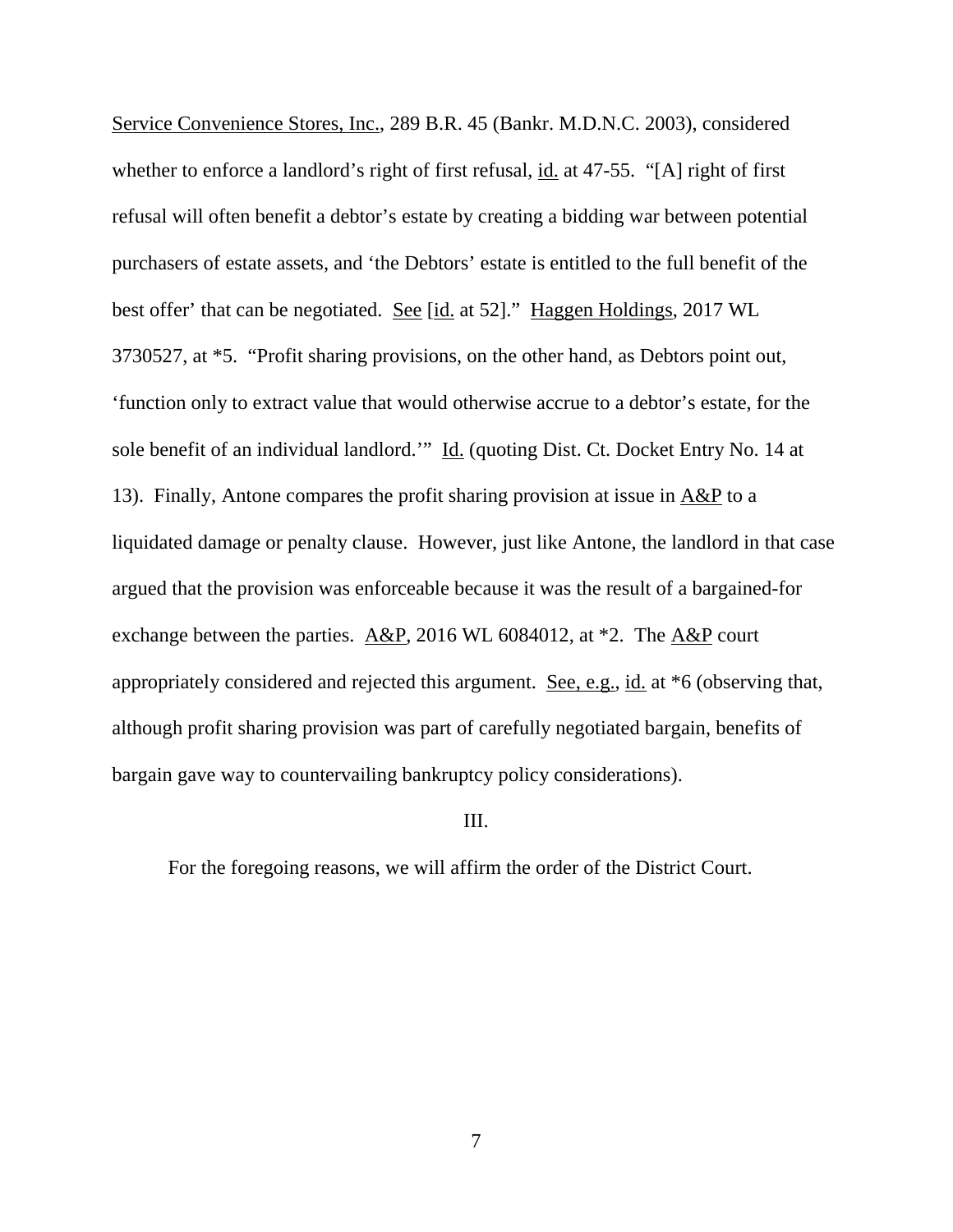Service Convenience Stores, Inc., 289 B.R. 45 (Bankr. M.D.N.C. 2003), considered whether to enforce a landlord's right of first refusal, id. at 47-55. "[A] right of first refusal will often benefit a debtor's estate by creating a bidding war between potential purchasers of estate assets, and 'the Debtors' estate is entitled to the full benefit of the best offer' that can be negotiated. See [id. at 52]." Haggen Holdings, 2017 WL 3730527, at *5. "Profit sharing provisions, on the other hand, as Debtors point out, 'function only to extract value that would otherwise accrue to a debtor's estate, for the sole benefit of an individual landlord.'" Id. (quoting Dist. Ct. Docket Entry No. 14 at 13). Finally, Antone compares the profit sharing provision at issue in A&P to a liquidated damage or penalty clause. However, just like Antone, the landlord in that case argued that the provision was enforceable because it was the result of a bargained-for exchange between the parties. A&P, 2016 WL 6084012, at *2. The A&P court appropriately considered and rejected this argument. See, e.g., id. at *6 (observing that, although profit sharing provision was part of carefully negotiated bargain, benefits of bargain gave way to countervailing bankruptcy policy considerations).

III.

For the foregoing reasons, we will affirm the order of the District Court.